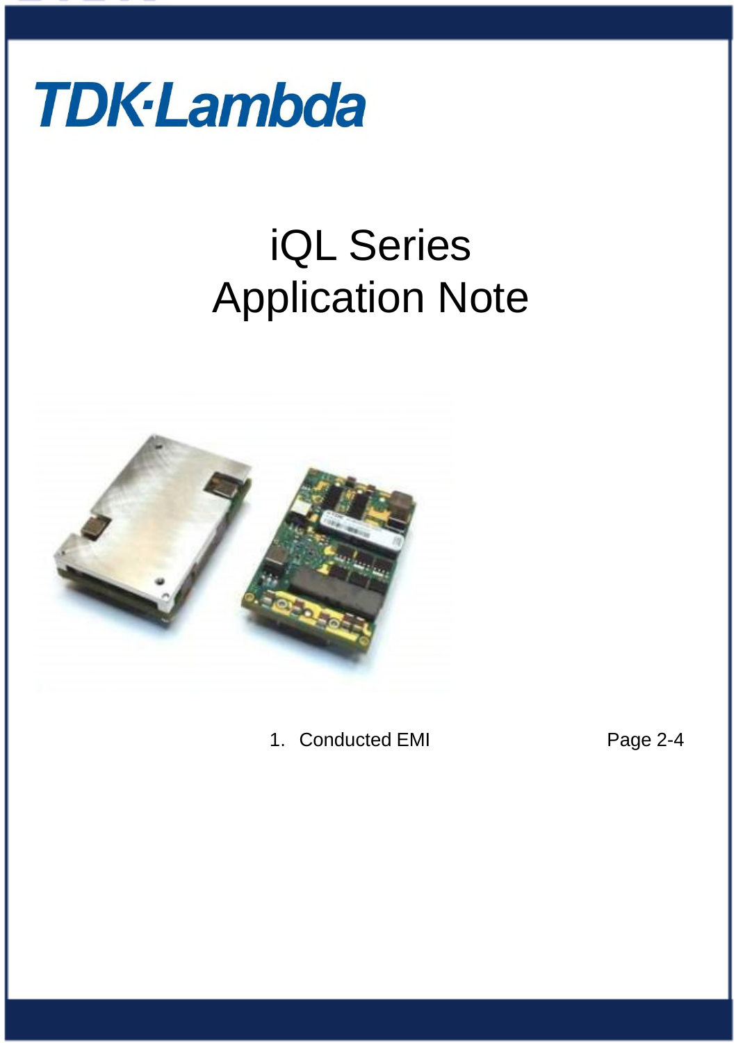TDK·Lambda

# iQL Series
# Application Note

1. Conducted EMI Page 2-4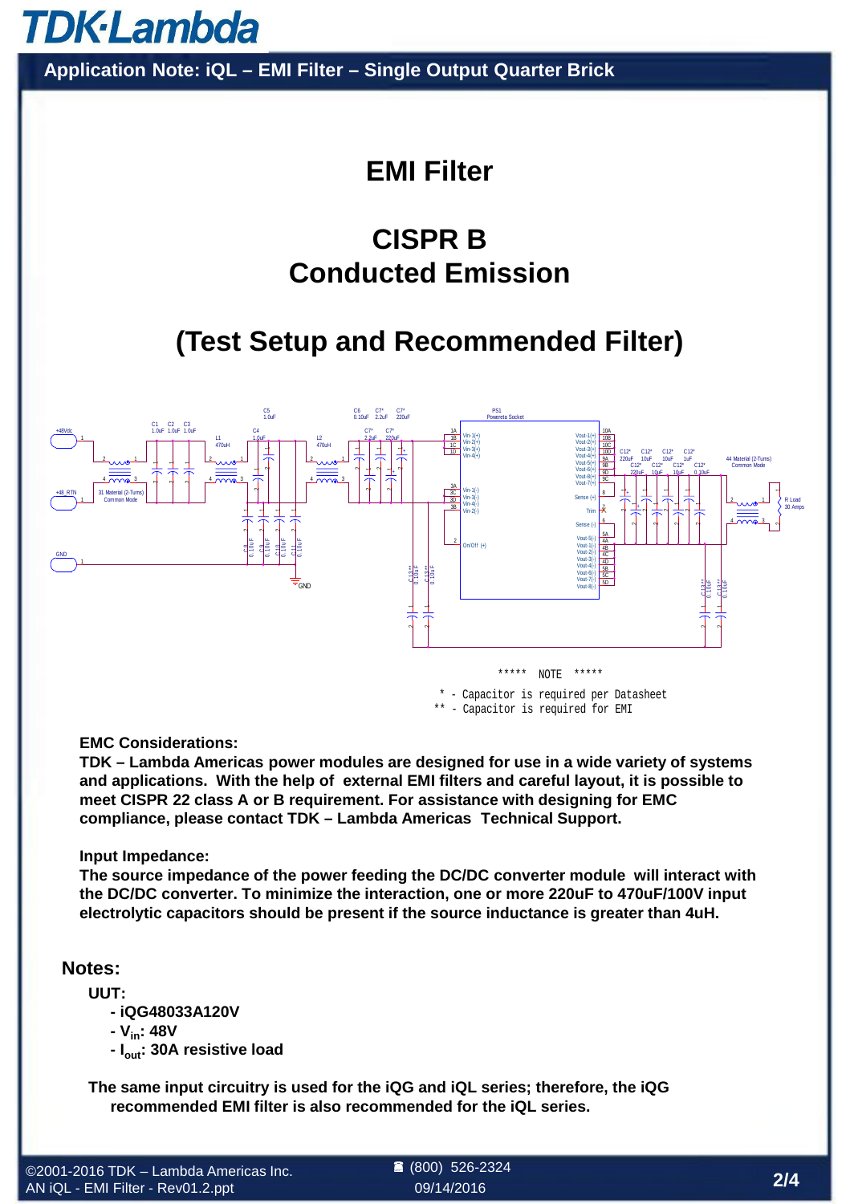# EMI Filter

## CISPR B
## Conducted Emission

## (Test Setup and Recommended Filter)

***** NOTE *****

\* - Capacitor is required per Datasheet

\*\* - Capacitor is required for EMI

**EMC Considerations:**

**TDK – Lambda Americas power modules are designed for use in a wide variety of systems and applications. With the help of external EMI filters and careful layout, it is possible to meet CISPR 22 class A or B requirement. For assistance with designing for EMC compliance, please contact TDK – Lambda Americas Technical Support.**

**Input Impedance:**

**The source impedance of the power feeding the DC/DC converter module will interact with the DC/DC converter. To minimize the interaction, one or more 220uF to 470uF/100V input electrolytic capacitors should be present if the source inductance is greater than 4uH.**

## Notes:

**UUT:**

- **iQG48033A120V**
- **$V_{in}$: 48V**
- **$I_{out}$: 30A resistive load**

**The same input circuitry is used for the iQG and iQL series; therefore, the iQG recommended EMI filter is also recommended for the iQL series.**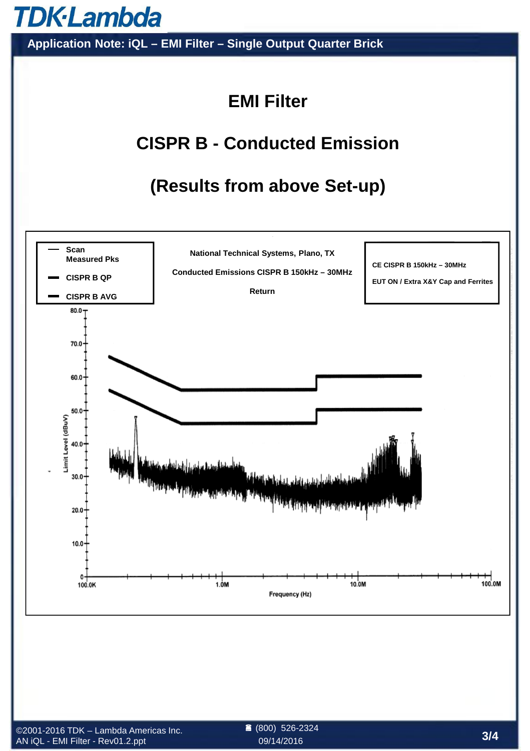# EMI Filter

# CISPR B - Conducted Emission

## (Results from above Set-up)

Scan
Measured Pks

CISPR B QP

CISPR B AVG

National Technical Systems, Plano, TX

Conducted Emissions CISPR B 150kHz – 30MHz

Return

CE CISPR B 150kHz – 30MHz

EUT ON / Extra X&Y Cap and Ferrites

Limit Level (dBuV): 0, 10.0, 20.0, 30.0, 40.0, 50.0, 60.0, 70.0, 80.0

Frequency (Hz): 100.0K, 1.0M, 10.0M, 100.0M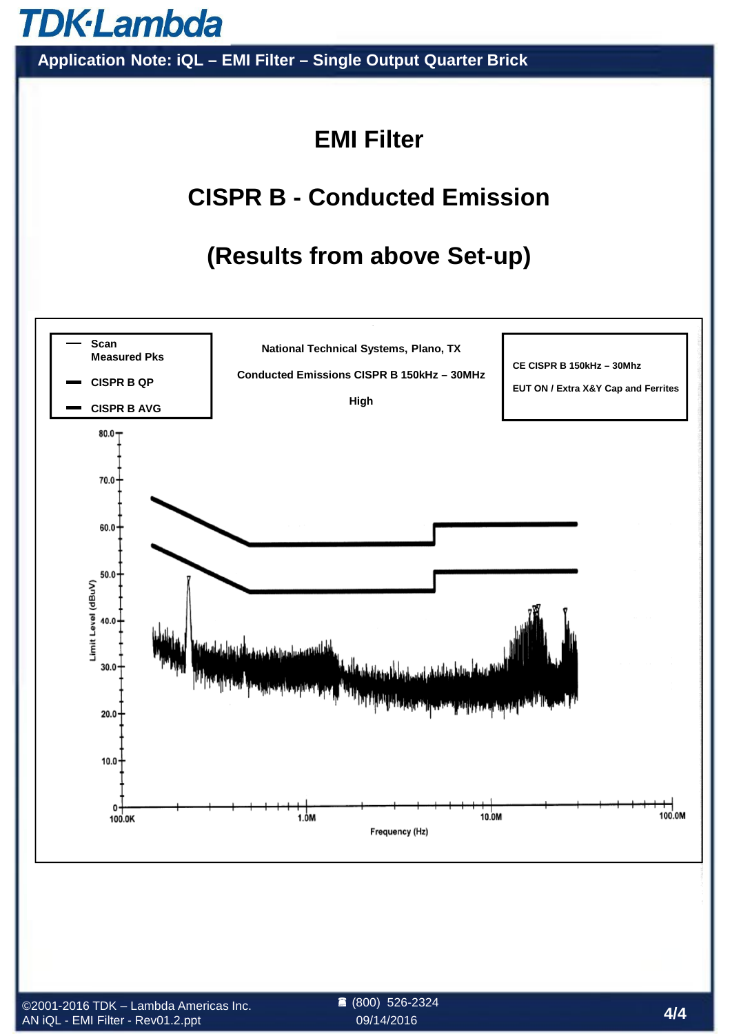# EMI Filter

## CISPR B - Conducted Emission

## (Results from above Set-up)

Scan
Measured Pks

CISPR B QP

CISPR B AVG

National Technical Systems, Plano, TX

Conducted Emissions CISPR B 150kHz – 30MHz

High

CE CISPR B 150kHz – 30Mhz

EUT ON / Extra X&Y Cap and Ferrites

80.0
70.0
60.0
50.0
40.0
30.0
20.0
10.0
0

Limit Level (dBuV)

100.0K
1.0M
10.0M
100.0M

Frequency (Hz)